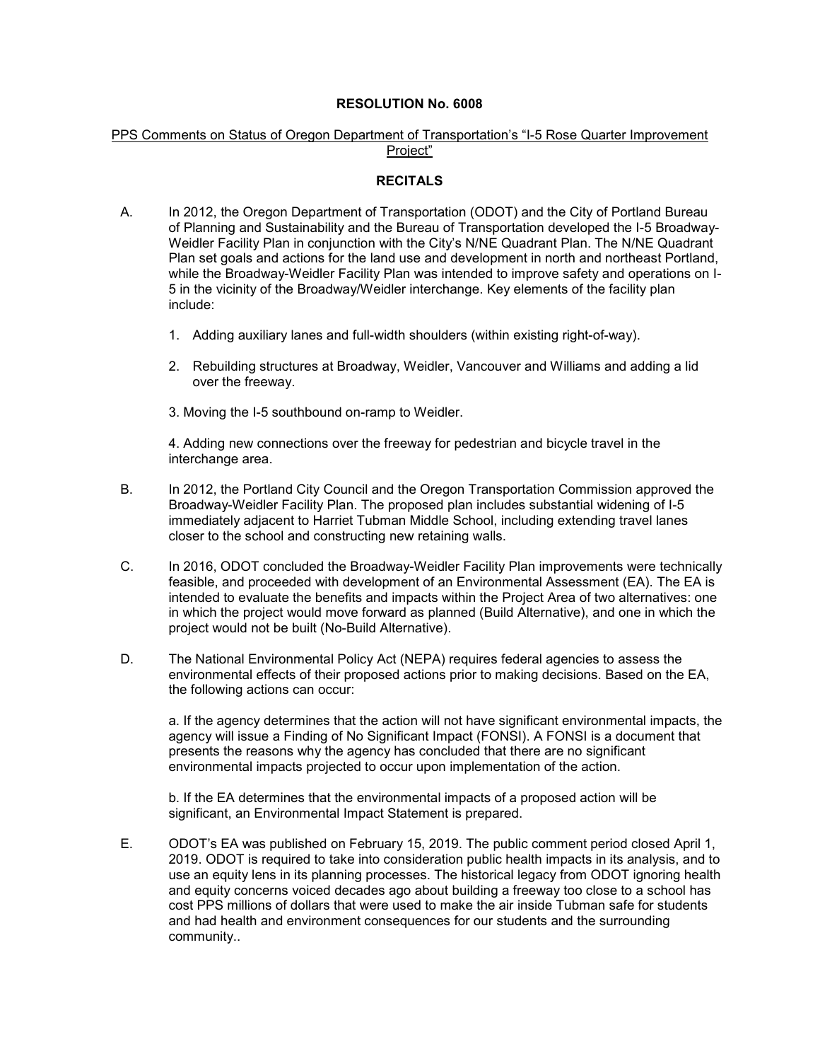**RESOLUTION No. 6008**

PPS Comments on Status of Oregon Department of Transportation's "I-5 Rose Quarter Improvement Project"

**RECITALS**

A. In 2012, the Oregon Department of Transportation (ODOT) and the City of Portland Bureau of Planning and Sustainability and the Bureau of Transportation developed the I-5 Broadway-Weidler Facility Plan in conjunction with the City's N/NE Quadrant Plan. The N/NE Quadrant Plan set goals and actions for the land use and development in north and northeast Portland, while the Broadway-Weidler Facility Plan was intended to improve safety and operations on I-5 in the vicinity of the Broadway/Weidler interchange. Key elements of the facility plan include:

1. Adding auxiliary lanes and full-width shoulders (within existing right-of-way).

2. Rebuilding structures at Broadway, Weidler, Vancouver and Williams and adding a lid over the freeway.

3. Moving the I-5 southbound on-ramp to Weidler.

4. Adding new connections over the freeway for pedestrian and bicycle travel in the interchange area.

B. In 2012, the Portland City Council and the Oregon Transportation Commission approved the Broadway-Weidler Facility Plan. The proposed plan includes substantial widening of I-5 immediately adjacent to Harriet Tubman Middle School, including extending travel lanes closer to the school and constructing new retaining walls.

C. In 2016, ODOT concluded the Broadway-Weidler Facility Plan improvements were technically feasible, and proceeded with development of an Environmental Assessment (EA). The EA is intended to evaluate the benefits and impacts within the Project Area of two alternatives: one in which the project would move forward as planned (Build Alternative), and one in which the project would not be built (No-Build Alternative).

D. The National Environmental Policy Act (NEPA) requires federal agencies to assess the environmental effects of their proposed actions prior to making decisions. Based on the EA, the following actions can occur:

a. If the agency determines that the action will not have significant environmental impacts, the agency will issue a Finding of No Significant Impact (FONSI). A FONSI is a document that presents the reasons why the agency has concluded that there are no significant environmental impacts projected to occur upon implementation of the action.

b. If the EA determines that the environmental impacts of a proposed action will be significant, an Environmental Impact Statement is prepared.

E. ODOT's EA was published on February 15, 2019. The public comment period closed April 1, 2019. ODOT is required to take into consideration public health impacts in its analysis, and to use an equity lens in its planning processes. The historical legacy from ODOT ignoring health and equity concerns voiced decades ago about building a freeway too close to a school has cost PPS millions of dollars that were used to make the air inside Tubman safe for students and had health and environment consequences for our students and the surrounding community..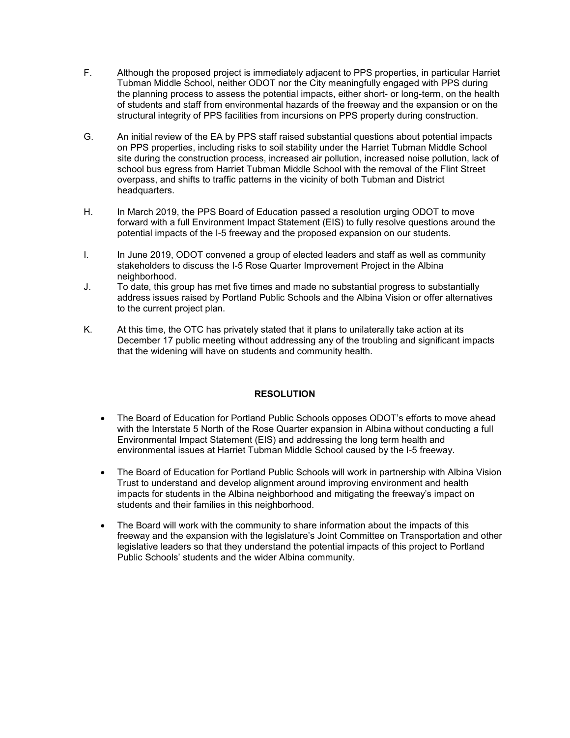F. Although the proposed project is immediately adjacent to PPS properties, in particular Harriet Tubman Middle School, neither ODOT nor the City meaningfully engaged with PPS during the planning process to assess the potential impacts, either short- or long-term, on the health of students and staff from environmental hazards of the freeway and the expansion or on the structural integrity of PPS facilities from incursions on PPS property during construction.

G. An initial review of the EA by PPS staff raised substantial questions about potential impacts on PPS properties, including risks to soil stability under the Harriet Tubman Middle School site during the construction process, increased air pollution, increased noise pollution, lack of school bus egress from Harriet Tubman Middle School with the removal of the Flint Street overpass, and shifts to traffic patterns in the vicinity of both Tubman and District headquarters.

H. In March 2019, the PPS Board of Education passed a resolution urging ODOT to move forward with a full Environment Impact Statement (EIS) to fully resolve questions around the potential impacts of the I-5 freeway and the proposed expansion on our students.

I. In June 2019, ODOT convened a group of elected leaders and staff as well as community stakeholders to discuss the I-5 Rose Quarter Improvement Project in the Albina neighborhood.

J. To date, this group has met five times and made no substantial progress to substantially address issues raised by Portland Public Schools and the Albina Vision or offer alternatives to the current project plan.

K. At this time, the OTC has privately stated that it plans to unilaterally take action at its December 17 public meeting without addressing any of the troubling and significant impacts that the widening will have on students and community health.

**RESOLUTION**

- The Board of Education for Portland Public Schools opposes ODOT's efforts to move ahead with the Interstate 5 North of the Rose Quarter expansion in Albina without conducting a full Environmental Impact Statement (EIS) and addressing the long term health and environmental issues at Harriet Tubman Middle School caused by the I-5 freeway.

- The Board of Education for Portland Public Schools will work in partnership with Albina Vision Trust to understand and develop alignment around improving environment and health impacts for students in the Albina neighborhood and mitigating the freeway's impact on students and their families in this neighborhood.

- The Board will work with the community to share information about the impacts of this freeway and the expansion with the legislature's Joint Committee on Transportation and other legislative leaders so that they understand the potential impacts of this project to Portland Public Schools' students and the wider Albina community.